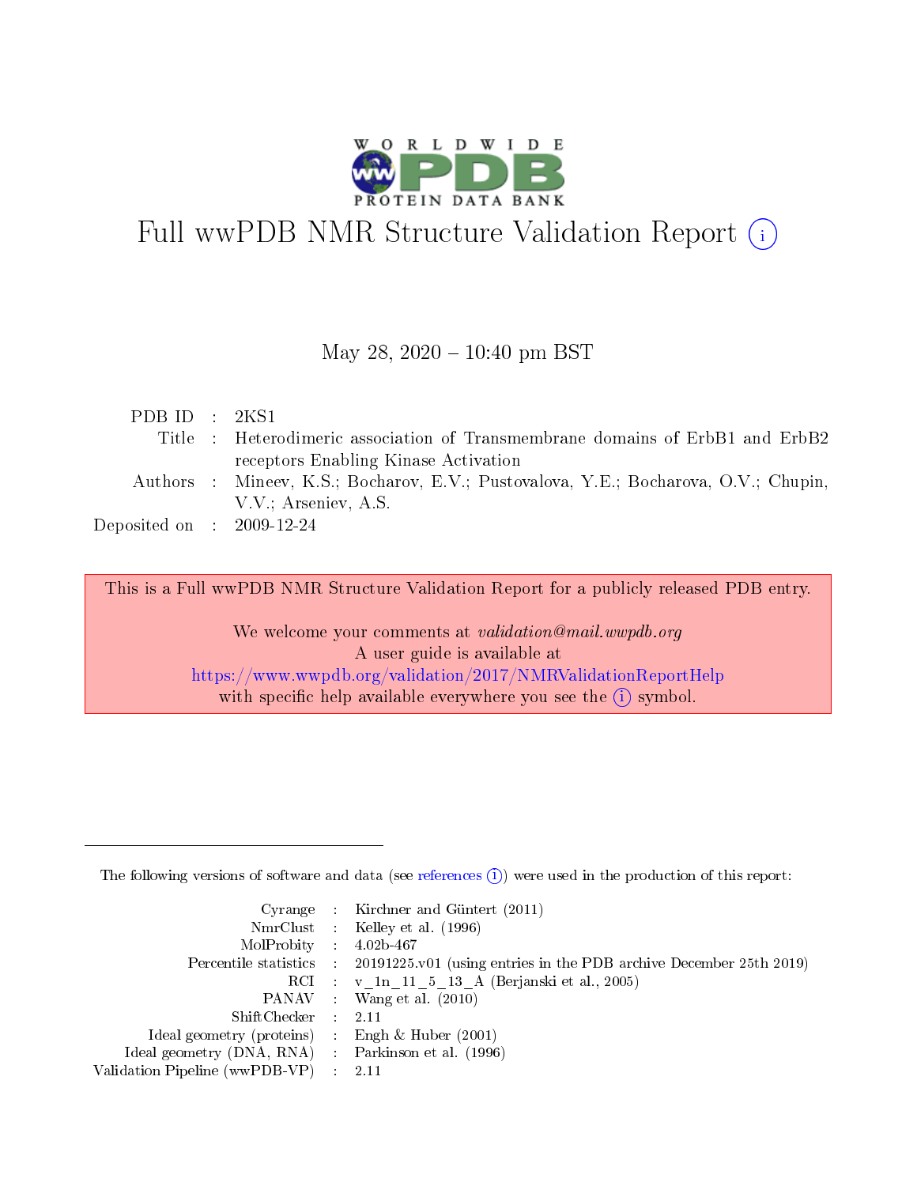# Full wwPDB NMR Structure Validation Report (i)

May 28, 2020 – 10:40 pm BST

| | | |
|---|---|---|
| PDB ID | : | 2KS1 |
| Title | : | Heterodimeric association of Transmembrane domains of ErbB1 and ErbB2 receptors Enabling Kinase Activation |
| Authors | : | Mineev, K.S.; Bocharov, E.V.; Pustovalova, Y.E.; Bocharova, O.V.; Chupin, V.V.; Arseniev, A.S. |
| Deposited on | : | 2009-12-24 |

This is a Full wwPDB NMR Structure Validation Report for a publicly released PDB entry.

We welcome your comments at *validation@mail.wwpdb.org*
A user guide is available at
https://www.wwpdb.org/validation/2017/NMRValidationReportHelp
with specific help available everywhere you see the (i) symbol.

---

The following versions of software and data (see references (i)) were used in the production of this report:

| | | |
|---|---|---|
| Cyrange | : | Kirchner and Güntert (2011) |
| NmrClust | : | Kelley et al. (1996) |
| MolProbity | : | 4.02b-467 |
| Percentile statistics | : | 20191225.v01 (using entries in the PDB archive December 25th 2019) |
| RCI | : | v_1n_11_5_13_A (Berjanski et al., 2005) |
| PANAV | : | Wang et al. (2010) |
| ShiftChecker | : | 2.11 |
| Ideal geometry (proteins) | : | Engh & Huber (2001) |
| Ideal geometry (DNA, RNA) | : | Parkinson et al. (1996) |
| Validation Pipeline (wwPDB-VP) | : | 2.11 |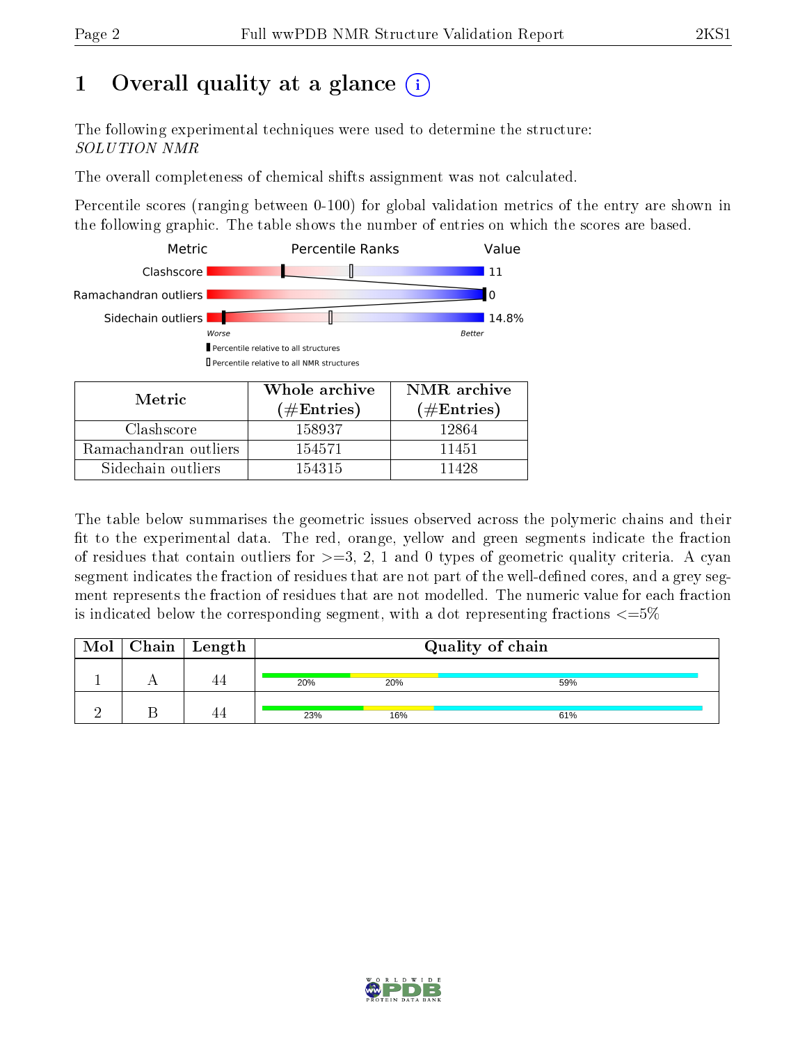# 1 Overall quality at a glance (i)

The following experimental techniques were used to determine the structure:
*SOLUTION NMR*

The overall completeness of chemical shifts assignment was not calculated.

Percentile scores (ranging between 0-100) for global validation metrics of the entry are shown in the following graphic. The table shows the number of entries on which the scores are based.

| Metric | Percentile Ranks | Value |
|---|---|---|
| Clashscore | | 11 |
| Ramachandran outliers | | 0 |
| Sidechain outliers | | 14.8% |

Worse — Better

▮ Percentile relative to all structures
▯ Percentile relative to all NMR structures

| Metric | Whole archive (#Entries) | NMR archive (#Entries) |
|---|---|---|
| Clashscore | 158937 | 12864 |
| Ramachandran outliers | 154571 | 11451 |
| Sidechain outliers | 154315 | 11428 |

The table below summarises the geometric issues observed across the polymeric chains and their fit to the experimental data. The red, orange, yellow and green segments indicate the fraction of residues that contain outliers for >=3, 2, 1 and 0 types of geometric quality criteria. A cyan segment indicates the fraction of residues that are not part of the well-defined cores, and a grey segment represents the fraction of residues that are not modelled. The numeric value for each fraction is indicated below the corresponding segment, with a dot representing fractions <=5%

| Mol | Chain | Length | Quality of chain |
|---|---|---|---|
| 1 | A | 44 | 20% 20% 59% |
| 2 | B | 44 | 23% 16% 61% |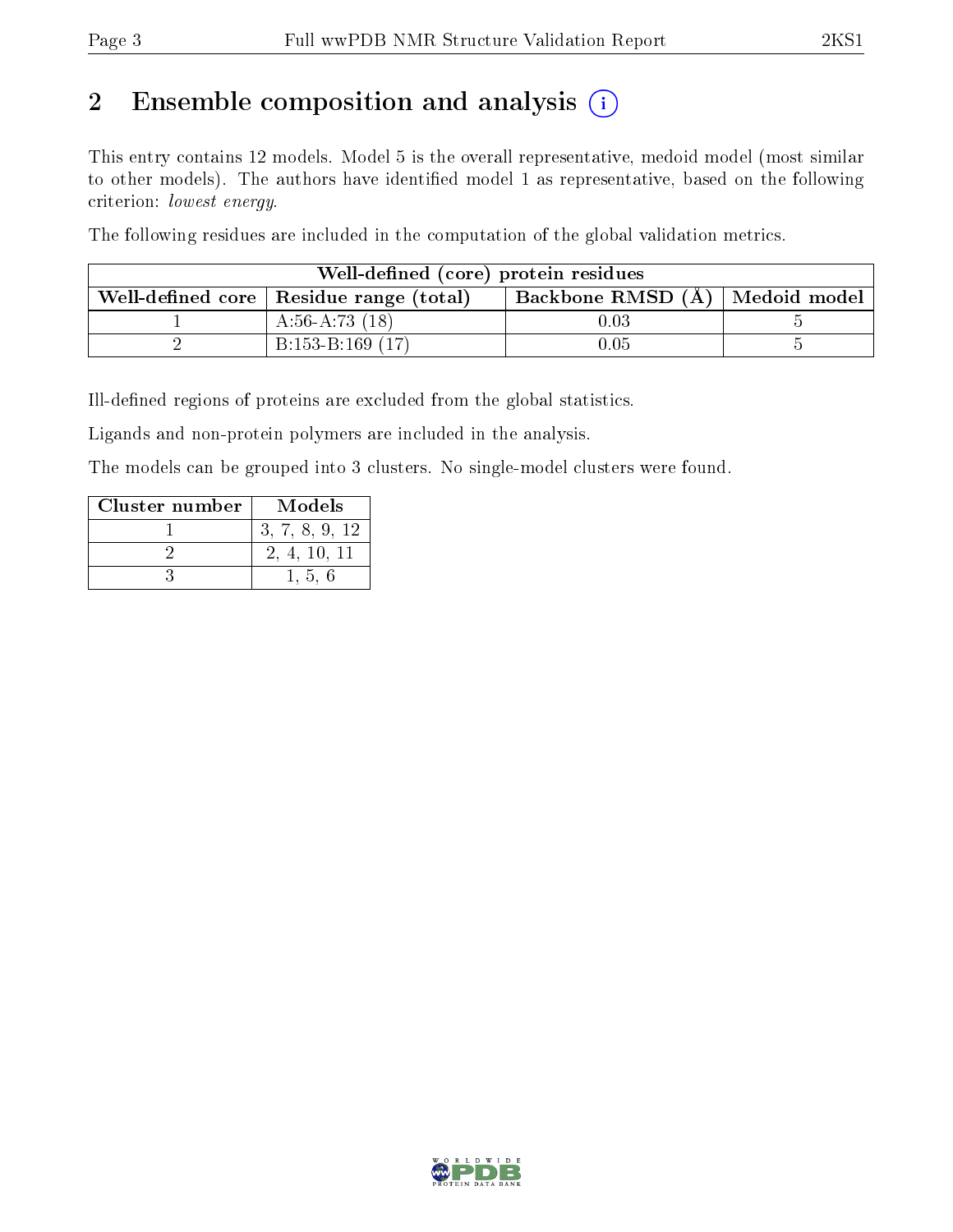# 2 Ensemble composition and analysis

This entry contains 12 models. Model 5 is the overall representative, medoid model (most similar to other models). The authors have identified model 1 as representative, based on the following criterion: *lowest energy*.

The following residues are included in the computation of the global validation metrics.

| Well-defined (core) protein residues | | | |
|---|---|---|---|
| Well-defined core | Residue range (total) | Backbone RMSD (Å) | Medoid model |
| 1 | A:56-A:73 (18) | 0.03 | 5 |
| 2 | B:153-B:169 (17) | 0.05 | 5 |

Ill-defined regions of proteins are excluded from the global statistics.

Ligands and non-protein polymers are included in the analysis.

The models can be grouped into 3 clusters. No single-model clusters were found.

| Cluster number | Models |
|---|---|
| 1 | 3, 7, 8, 9, 12 |
| 2 | 2, 4, 10, 11 |
| 3 | 1, 5, 6 |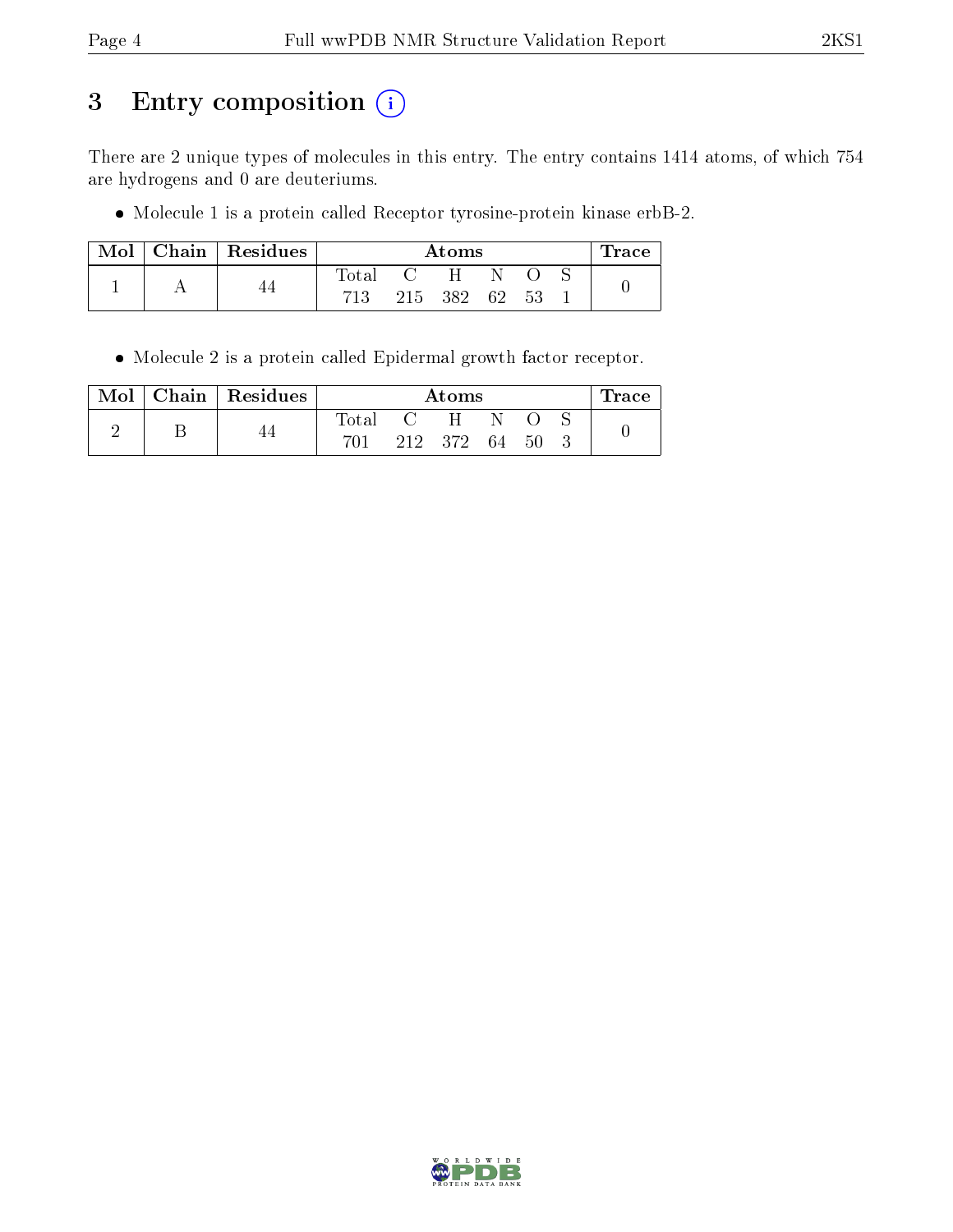# 3 Entry composition (i)

There are 2 unique types of molecules in this entry. The entry contains 1414 atoms, of which 754 are hydrogens and 0 are deuteriums.

- Molecule 1 is a protein called Receptor tyrosine-protein kinase erbB-2.

| Mol | Chain | Residues | Atoms | | | | | | Trace |
|---|---|---|---|---|---|---|---|---|---|
| | | | Total | C | H | N | O | S | |
| 1 | A | 44 | 713 | 215 | 382 | 62 | 53 | 1 | 0 |

- Molecule 2 is a protein called Epidermal growth factor receptor.

| Mol | Chain | Residues | Atoms | | | | | | Trace |
|---|---|---|---|---|---|---|---|---|---|
| | | | Total | C | H | N | O | S | |
| 2 | B | 44 | 701 | 212 | 372 | 64 | 50 | 3 | 0 |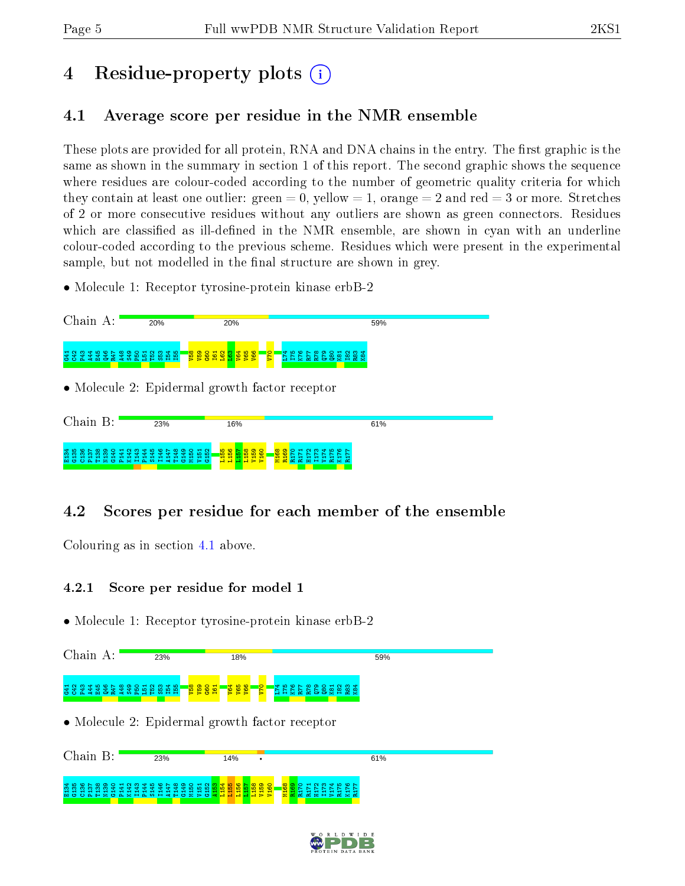# 4 Residue-property plots

## 4.1 Average score per residue in the NMR ensemble

These plots are provided for all protein, RNA and DNA chains in the entry. The first graphic is the same as shown in the summary in section 1 of this report. The second graphic shows the sequence where residues are colour-coded according to the number of geometric quality criteria for which they contain at least one outlier: green = 0, yellow = 1, orange = 2 and red = 3 or more. Stretches of 2 or more consecutive residues without any outliers are shown as green connectors. Residues which are classified as ill-defined in the NMR ensemble, are shown in cyan with an underline colour-coded according to the previous scheme. Residues which were present in the experimental sample, but not modelled in the final structure are shown in grey.

- Molecule 1: Receptor tyrosine-protein kinase erbB-2

Chain A: 20% | 20% | 59%

G41 G42 P43 A44 E45 Q46 R47 A48 S49 P50 L51 T52 S53 I54 I55 V58 V59 G60 I61 L62 L63 V64 V65 V66 V70 L74 I75 K76 R77 R78 Q79 Q80 K81 I82 R83 K84

- Molecule 2: Epidermal growth factor receptor

Chain B: 23% | 16% | 61%

E134 G135 C136 P137 T138 N139 G140 P141 K142 I143 P144 S145 I146 A147 T148 G149 M150 V151 G152 L155 L156 L157 L158 V159 V160 M168 R169 R170 R171 H172 I173 V174 R175 K176 R177

## 4.2 Scores per residue for each member of the ensemble

Colouring as in section 4.1 above.

### 4.2.1 Score per residue for model 1

- Molecule 1: Receptor tyrosine-protein kinase erbB-2

Chain A: 23% | 18% | 59%

G41 G42 P43 A44 E45 Q46 R47 A48 S49 P50 L51 T52 S53 I54 I55 V58 V59 G60 I61 V64 V65 V66 V70 L74 I75 K76 R77 R78 Q79 Q80 K81 I82 R83 K84

- Molecule 2: Epidermal growth factor receptor

Chain B: 23% | 14% | • | 61%

E134 G135 C136 P137 T138 N139 G140 P141 K142 I143 P144 S145 I146 A147 T148 G149 M150 V151 G152 A153 L154 L155 L156 L157 L158 V159 V160 M168 R169 R170 R171 H172 I173 V174 R175 K176 R177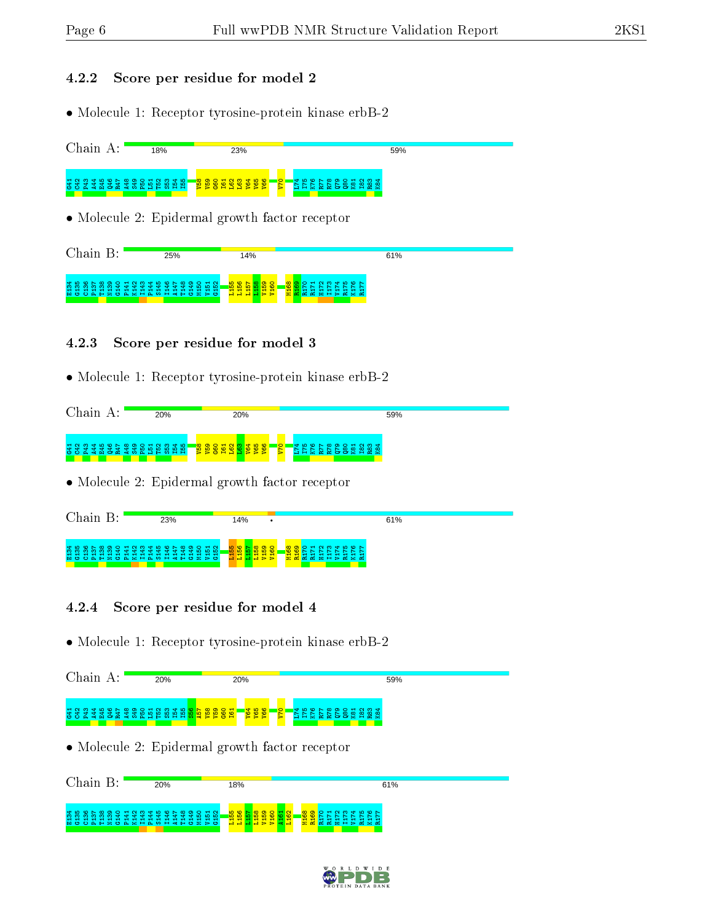### 4.2.2 Score per residue for model 2

- Molecule 1: Receptor tyrosine-protein kinase erbB-2

Chain A: 18% 23% 59%

G41 C42 P43 A44 E45 Q46 R47 A48 S49 P50 L51 T52 S53 I54 I55 V58 V59 G60 I61 L62 L63 V64 V65 V66 V70 L74 I75 K76 R77 R78 Q79 Q80 K81 I82 R83 K84

- Molecule 2: Epidermal growth factor receptor

Chain B: 25% 14% 61%

E134 K135 C136 P137 T138 N139 G140 P141 K142 I143 P144 S145 I146 A147 T148 G149 M150 V151 G152 L155 L156 L157 L158 V159 V160 M168 R169 R170 R171 H172 I173 V174 R175 K176 R177

### 4.2.3 Score per residue for model 3

- Molecule 1: Receptor tyrosine-protein kinase erbB-2

Chain A: 20% 20% 59%

G41 C42 P43 A44 E45 Q46 R47 A48 S49 P50 L51 T52 S53 I54 I55 V58 V59 G60 I61 L62 L63 V64 V65 V66 V70 L74 I75 K76 R77 R78 Q79 Q80 K81 I82 R83 K84

- Molecule 2: Epidermal growth factor receptor

Chain B: 23% 14% • 61%

E134 K135 C136 P137 T138 N139 G140 P141 K142 I143 P144 S145 I146 A147 T148 G149 M150 V151 G152 L155 L156 L157 L158 V159 V160 M168 R169 R170 R171 H172 I173 V174 R175 K176 R177

### 4.2.4 Score per residue for model 4

- Molecule 1: Receptor tyrosine-protein kinase erbB-2

Chain A: 20% 20% 59%

G41 C42 P43 A44 E45 Q46 R47 A48 S49 P50 L51 T52 S53 I54 I55 S56 A57 V58 V59 G60 I61 V64 V65 V66 V70 L74 I75 K76 R77 R78 Q79 Q80 K81 I82 R83 K84

- Molecule 2: Epidermal growth factor receptor

Chain B: 20% 18% 61%

E134 K135 C136 P137 T138 N139 G140 P141 K142 I143 P144 S145 I146 A147 T148 G149 M150 V151 G152 L155 L156 L157 L158 V159 V160 A161 L162 M168 R169 R170 R171 H172 I173 V174 R175 K176 R177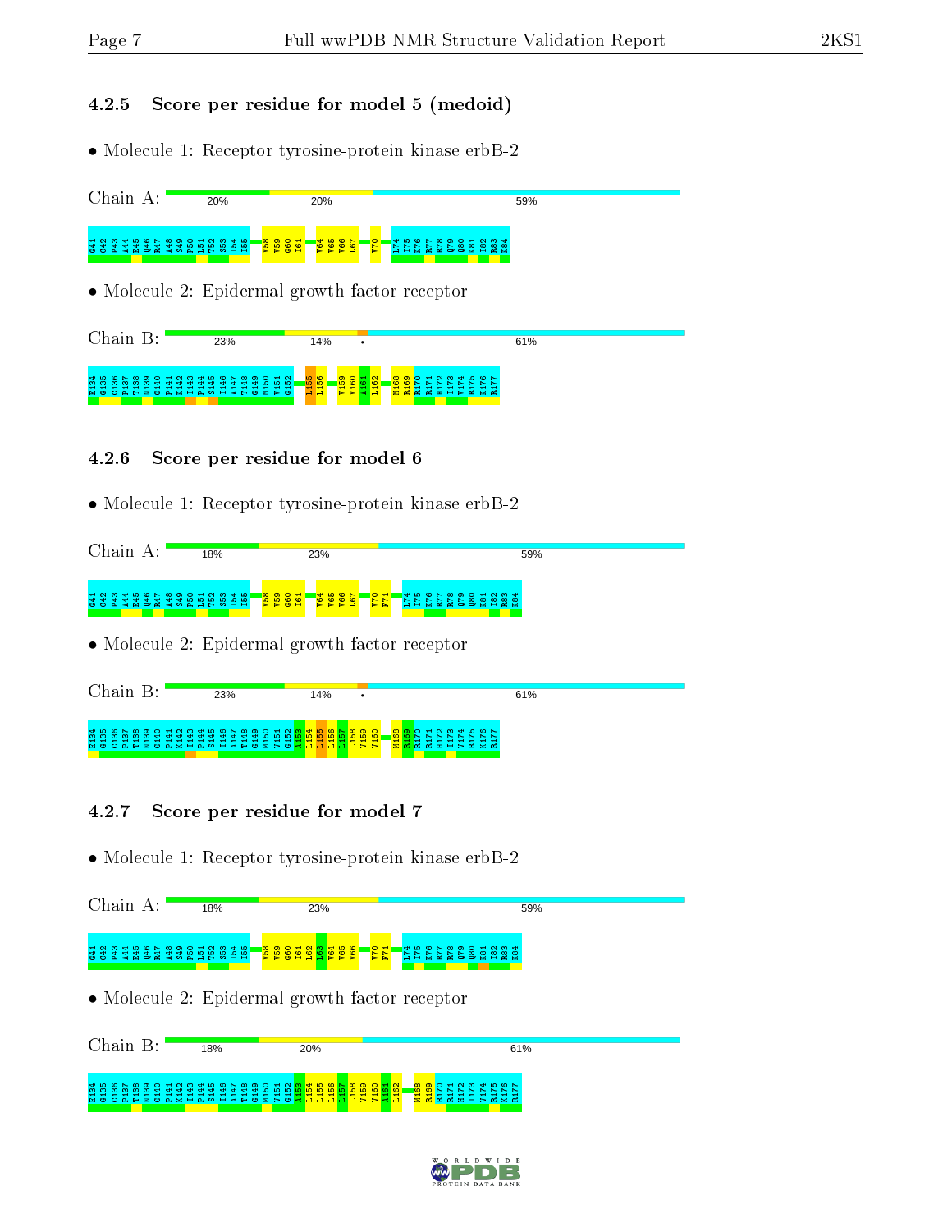### 4.2.5 Score per residue for model 5 (medoid)

• Molecule 1: Receptor tyrosine-protein kinase erbB-2

Chain A: 20% 20% 59%

G41 C42 P43 A44 E45 Q46 R47 A48 S49 P50 L51 T52 S53 I54 I55 V58 V59 G60 I61 V64 V65 V66 L67 V70 L74 I75 K76 R77 R78 Q79 Q80 K81 I82 R83 K84

• Molecule 2: Epidermal growth factor receptor

Chain B: 23% 14% • 61%

E134 E135 C136 P137 T138 N139 G140 P141 K142 I143 P144 S145 I146 A147 T148 G149 M150 V151 G152 L155 L156 V159 V160 A161 L162 M168 R169 R170 R171 H172 I173 V174 R175 K176 R177

### 4.2.6 Score per residue for model 6

• Molecule 1: Receptor tyrosine-protein kinase erbB-2

Chain A: 18% 23% 59%

G41 C42 P43 A44 E45 Q46 R47 A48 S49 P50 L51 T52 S53 I54 I55 V58 V59 G60 I61 V64 V65 V66 L67 V70 F71 L74 I75 K76 R77 R78 Q79 Q80 K81 I82 R83 K84

• Molecule 2: Epidermal growth factor receptor

Chain B: 23% 14% • 61%

E134 E135 C136 P137 T138 N139 G140 P141 K142 I143 P144 S145 I146 A147 T148 G149 M150 V151 G152 A153 L154 L155 L156 L157 L158 V159 V160 M168 R169 R170 R171 H172 I173 V174 R175 K176 R177

### 4.2.7 Score per residue for model 7

• Molecule 1: Receptor tyrosine-protein kinase erbB-2

Chain A: 18% 23% 59%

G41 C42 P43 A44 E45 Q46 R47 A48 S49 P50 L51 T52 S53 I54 I55 V58 V59 G60 I61 L62 L63 V64 V65 V66 V70 F71 L74 I75 K76 R77 R78 Q79 Q80 K81 I82 R83 K84

• Molecule 2: Epidermal growth factor receptor

Chain B: 18% 20% 61%

E134 E135 C136 P137 T138 N139 G140 P141 K142 I143 P144 S145 I146 A147 T148 G149 M150 V151 G152 A153 L154 L155 L156 L157 L158 V159 V160 A161 L162 M168 R169 R170 R171 H172 I173 V174 R175 K176 R177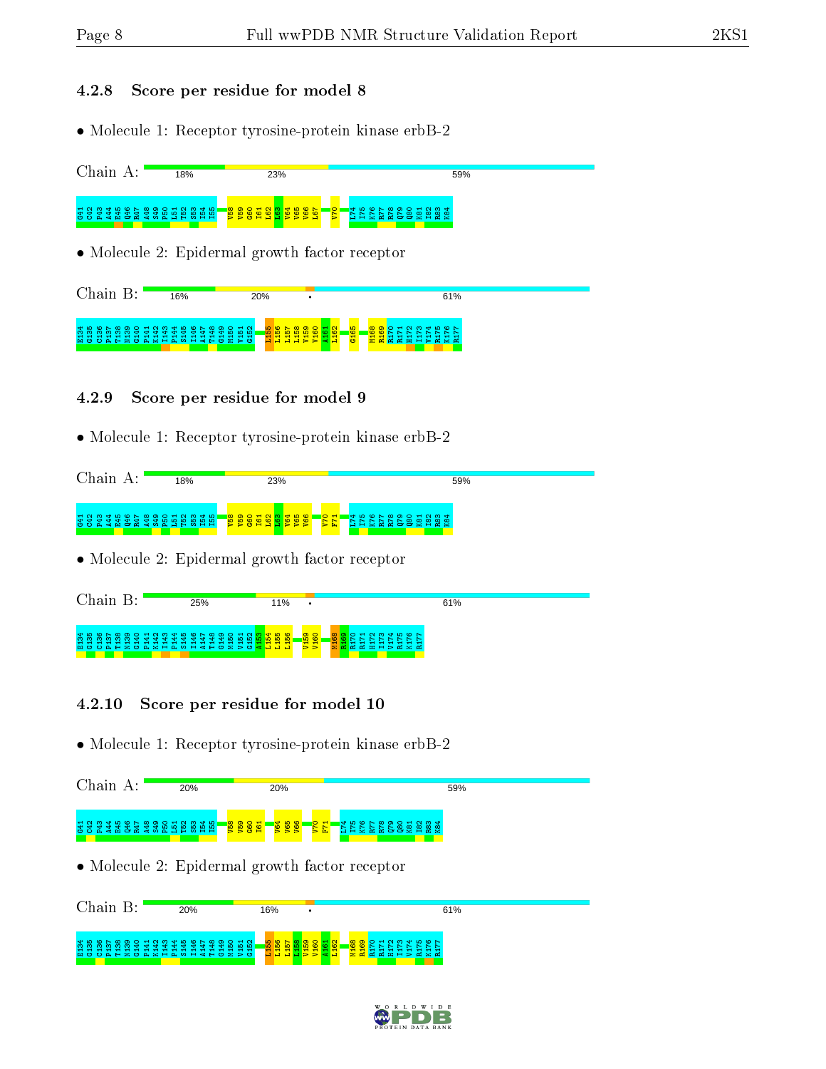### 4.2.8 Score per residue for model 8

- Molecule 1: Receptor tyrosine-protein kinase erbB-2

Chain A: 18% 23% 59%

G41 G42 P43 A44 E45 Q46 R47 A48 S49 P50 L51 T52 S53 I54 I55 V58 V59 G60 I61 L62 L63 V64 V65 V66 L67 V70 L74 I75 K76 R77 R78 Q79 Q80 K81 I82 R83 K84

- Molecule 2: Epidermal growth factor receptor

Chain B: 16% 20% • 61%

E134 G135 G136 P137 T138 N139 G140 P141 K142 I143 P144 S145 I146 A147 T148 G149 M150 V151 G152 L155 L156 L157 L158 V159 V160 A161 L162 G165 M168 R169 R170 R171 H172 I173 V174 R175 K176 R177

### 4.2.9 Score per residue for model 9

- Molecule 1: Receptor tyrosine-protein kinase erbB-2

Chain A: 18% 23% 59%

G41 G42 P43 A44 E45 Q46 R47 A48 S49 P50 L51 T52 S53 I54 I55 V58 V59 G60 I61 L62 L63 V64 V65 V66 V70 F71 L74 I75 K76 R77 R78 Q79 Q80 K81 I82 R83 K84

- Molecule 2: Epidermal growth factor receptor

Chain B: 25% 11% • 61%

E134 G135 G136 P137 T138 N139 G140 P141 K142 I143 P144 S145 I146 A147 T148 G149 M150 V151 G152 A153 L154 L155 L156 V159 V160 M168 R169 R170 R171 H172 I173 V174 R175 K176 R177

### 4.2.10 Score per residue for model 10

- Molecule 1: Receptor tyrosine-protein kinase erbB-2

Chain A: 20% 20% 59%

G41 G42 P43 A44 E45 Q46 R47 A48 S49 P50 L51 T52 S53 I54 I55 V58 V59 G60 I61 V64 V65 V66 V70 F71 L74 I75 K76 R77 R78 Q79 Q80 K81 I82 R83 K84

- Molecule 2: Epidermal growth factor receptor

Chain B: 20% 16% • 61%

E134 G135 G136 P137 T138 N139 G140 P141 K142 I143 P144 S145 I146 A147 T148 G149 M150 V151 G152 L155 L156 L157 L158 V159 V160 A161 L162 M168 R169 R170 R171 H172 I173 V174 R175 K176 R177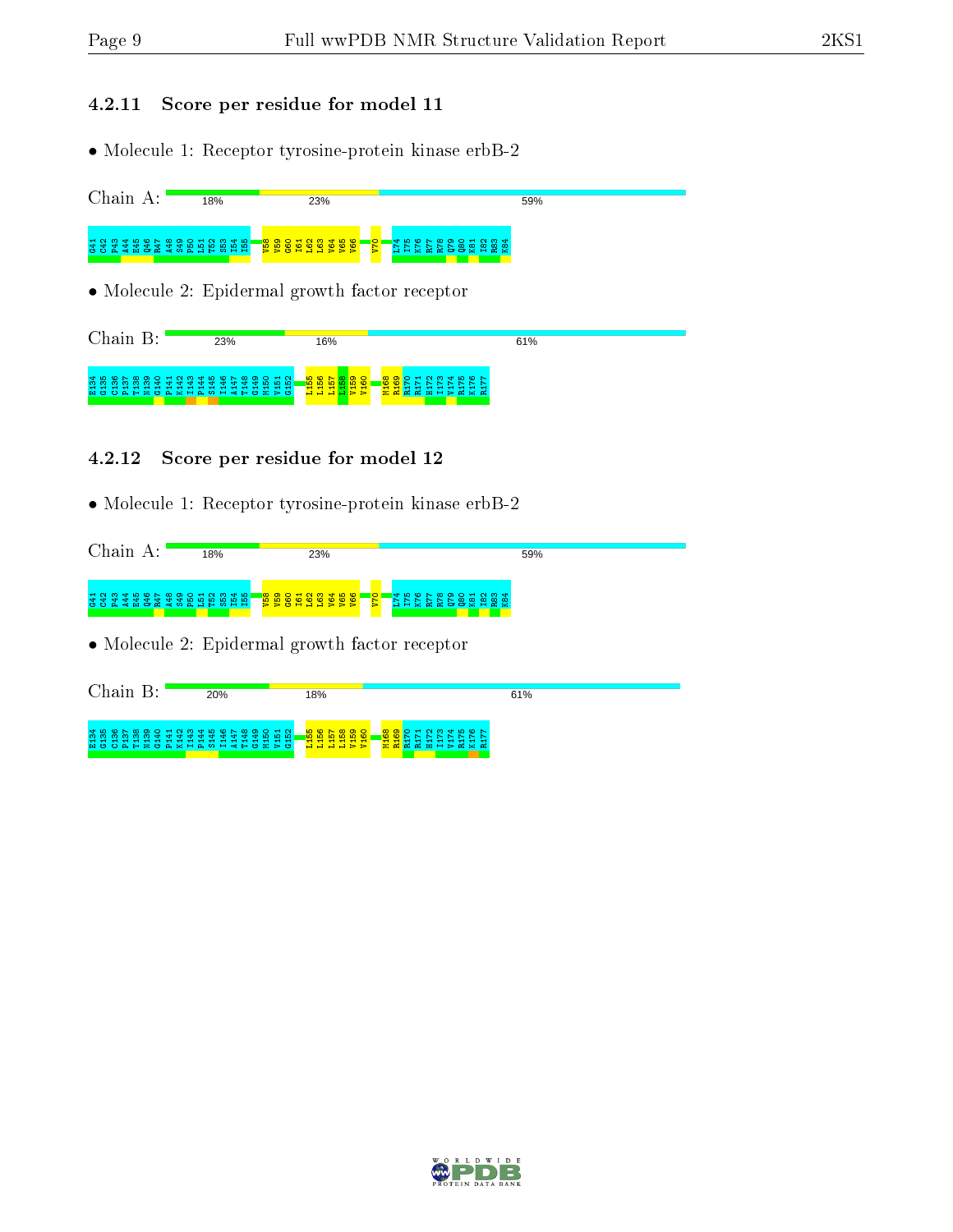### 4.2.11 Score per residue for model 11

- Molecule 1: Receptor tyrosine-protein kinase erbB-2

Chain A: 18% 23% 59%

G41 C42 P43 A44 E45 Q46 R47 A48 S49 P50 L51 T52 S53 I54 I55 V58 V59 G60 I61 L62 L63 V64 V65 V66 V70 L74 I75 K76 R77 R78 Q79 Q80 K81 I82 R83 K84

- Molecule 2: Epidermal growth factor receptor

Chain B: 23% 16% 61%

E134 G135 C136 P137 T138 N139 G140 P141 K142 I143 P144 S145 I146 A147 T148 G149 M150 V151 G152 L155 L156 L157 L158 V159 V160 M168 R169 R170 R171 H172 I173 V174 R175 K176 R177

### 4.2.12 Score per residue for model 12

- Molecule 1: Receptor tyrosine-protein kinase erbB-2

Chain A: 18% 23% 59%

G41 C42 P43 A44 E45 Q46 R47 A48 S49 P50 L51 T52 S53 I54 I55 V58 V59 G60 I61 L62 L63 V64 V65 V66 V70 L74 I75 K76 R77 R78 Q79 Q80 K81 I82 R83 K84

- Molecule 2: Epidermal growth factor receptor

Chain B: 20% 18% 61%

E134 G135 C136 P137 T138 N139 G140 P141 K142 I143 P144 S145 I146 A147 T148 G149 M150 V151 G152 L155 L156 L157 L158 V159 V160 M168 R169 R170 R171 H172 I173 V174 R175 K176 R177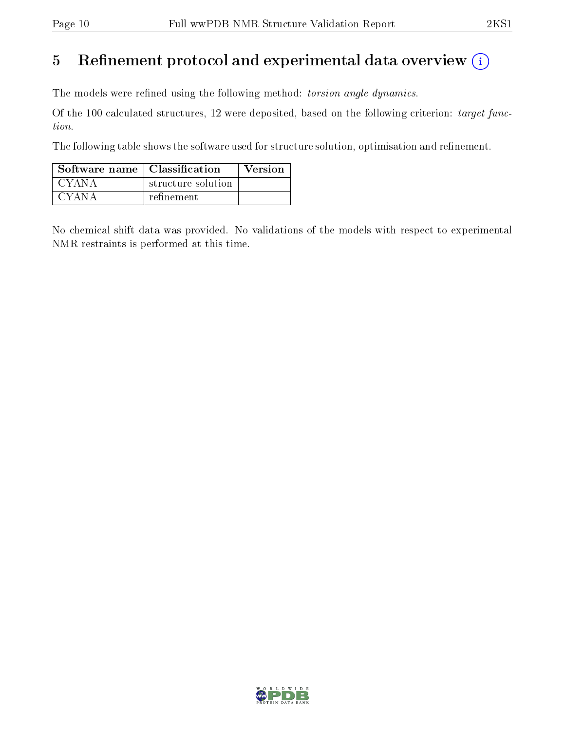# 5 Refinement protocol and experimental data overview (i)

The models were refined using the following method: *torsion angle dynamics*.

Of the 100 calculated structures, 12 were deposited, based on the following criterion: *target function*.

The following table shows the software used for structure solution, optimisation and refinement.

| Software name | Classification | Version |
|---|---|---|
| CYANA | structure solution | |
| CYANA | refinement | |

No chemical shift data was provided. No validations of the models with respect to experimental NMR restraints is performed at this time.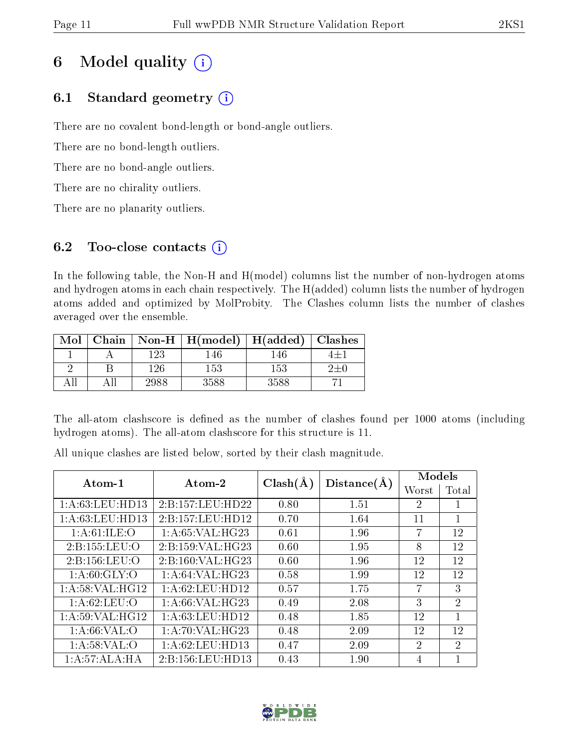# 6 Model quality (i)

## 6.1 Standard geometry (i)

There are no covalent bond-length or bond-angle outliers.

There are no bond-length outliers.

There are no bond-angle outliers.

There are no chirality outliers.

There are no planarity outliers.

## 6.2 Too-close contacts (i)

In the following table, the Non-H and H(model) columns list the number of non-hydrogen atoms and hydrogen atoms in each chain respectively. The H(added) column lists the number of hydrogen atoms added and optimized by MolProbity. The Clashes column lists the number of clashes averaged over the ensemble.

| Mol | Chain | Non-H | H(model) | H(added) | Clashes |
|---|---|---|---|---|---|
| 1 | A | 123 | 146 | 146 | 4±1 |
| 2 | B | 126 | 153 | 153 | 2±0 |
| All | All | 2988 | 3588 | 3588 | 71 |

The all-atom clashscore is defined as the number of clashes found per 1000 atoms (including hydrogen atoms). The all-atom clashscore for this structure is 11.

All unique clashes are listed below, sorted by their clash magnitude.

| Atom-1 | Atom-2 | Clash(Å) | Distance(Å) | Models | |
|---|---|---|---|---|---|
| | | | | Worst | Total |
| 1:A:63:LEU:HD13 | 2:B:157:LEU:HD22 | 0.80 | 1.51 | 2 | 1 |
| 1:A:63:LEU:HD13 | 2:B:157:LEU:HD12 | 0.70 | 1.64 | 11 | 1 |
| 1:A:61:ILE:O | 1:A:65:VAL:HG23 | 0.61 | 1.96 | 7 | 12 |
| 2:B:155:LEU:O | 2:B:159:VAL:HG23 | 0.60 | 1.95 | 8 | 12 |
| 2:B:156:LEU:O | 2:B:160:VAL:HG23 | 0.60 | 1.96 | 12 | 12 |
| 1:A:60:GLY:O | 1:A:64:VAL:HG23 | 0.58 | 1.99 | 12 | 12 |
| 1:A:58:VAL:HG12 | 1:A:62:LEU:HD12 | 0.57 | 1.75 | 7 | 3 |
| 1:A:62:LEU:O | 1:A:66:VAL:HG23 | 0.49 | 2.08 | 3 | 2 |
| 1:A:59:VAL:HG12 | 1:A:63:LEU:HD12 | 0.48 | 1.85 | 12 | 1 |
| 1:A:66:VAL:O | 1:A:70:VAL:HG23 | 0.48 | 2.09 | 12 | 12 |
| 1:A:58:VAL:O | 1:A:62:LEU:HD13 | 0.47 | 2.09 | 2 | 2 |
| 1:A:57:ALA:HA | 2:B:156:LEU:HD13 | 0.43 | 1.90 | 4 | 1 |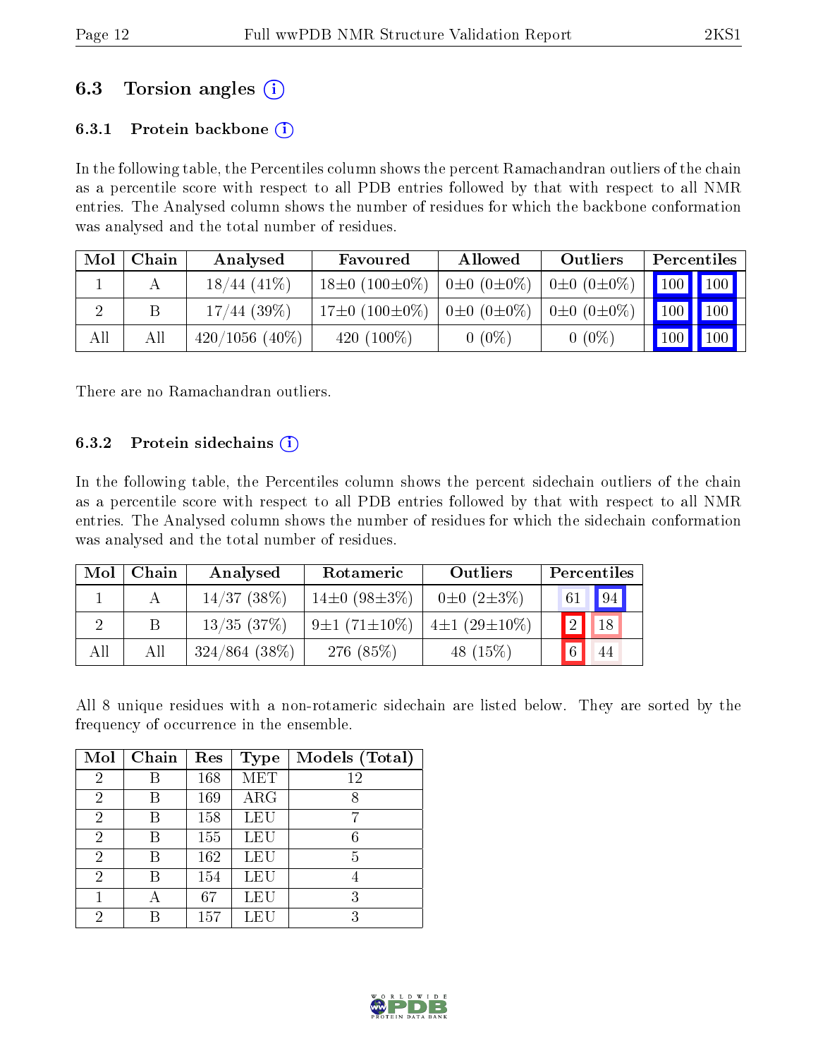## 6.3 Torsion angles (i)

### 6.3.1 Protein backbone (i)

In the following table, the Percentiles column shows the percent Ramachandran outliers of the chain as a percentile score with respect to all PDB entries followed by that with respect to all NMR entries. The Analysed column shows the number of residues for which the backbone conformation was analysed and the total number of residues.

| Mol | Chain | Analysed | Favoured | Allowed | Outliers | Percentiles | |
|---|---|---|---|---|---|---|---|
| 1 | A | 18/44 (41%) | 18±0 (100±0%) | 0±0 (0±0%) | 0±0 (0±0%) | 100 | 100 |
| 2 | B | 17/44 (39%) | 17±0 (100±0%) | 0±0 (0±0%) | 0±0 (0±0%) | 100 | 100 |
| All | All | 420/1056 (40%) | 420 (100%) | 0 (0%) | 0 (0%) | 100 | 100 |

There are no Ramachandran outliers.

### 6.3.2 Protein sidechains (i)

In the following table, the Percentiles column shows the percent sidechain outliers of the chain as a percentile score with respect to all PDB entries followed by that with respect to all NMR entries. The Analysed column shows the number of residues for which the sidechain conformation was analysed and the total number of residues.

| Mol | Chain | Analysed | Rotameric | Outliers | Percentiles | |
|---|---|---|---|---|---|---|
| 1 | A | 14/37 (38%) | 14±0 (98±3%) | 0±0 (2±3%) | 61 | 94 |
| 2 | B | 13/35 (37%) | 9±1 (71±10%) | 4±1 (29±10%) | 2 | 18 |
| All | All | 324/864 (38%) | 276 (85%) | 48 (15%) | 6 | 44 |

All 8 unique residues with a non-rotameric sidechain are listed below. They are sorted by the frequency of occurrence in the ensemble.

| Mol | Chain | Res | Type | Models (Total) |
|---|---|---|---|---|
| 2 | B | 168 | MET | 12 |
| 2 | B | 169 | ARG | 8 |
| 2 | B | 158 | LEU | 7 |
| 2 | B | 155 | LEU | 6 |
| 2 | B | 162 | LEU | 5 |
| 2 | B | 154 | LEU | 4 |
| 1 | A | 67 | LEU | 3 |
| 2 | B | 157 | LEU | 3 |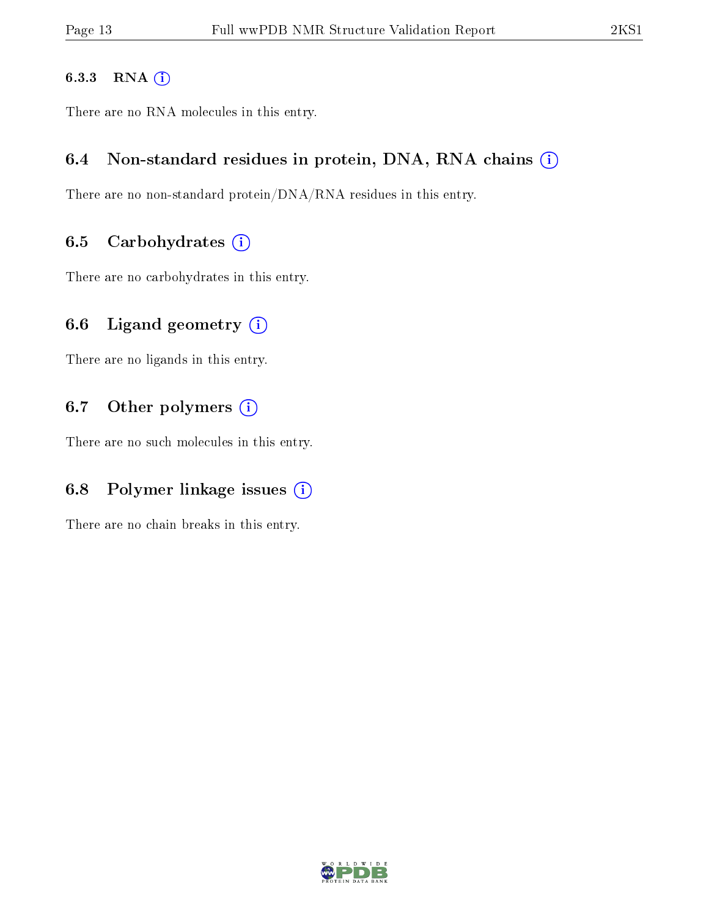#### 6.3.3 RNA

There are no RNA molecules in this entry.

### 6.4 Non-standard residues in protein, DNA, RNA chains

There are no non-standard protein/DNA/RNA residues in this entry.

### 6.5 Carbohydrates

There are no carbohydrates in this entry.

### 6.6 Ligand geometry

There are no ligands in this entry.

### 6.7 Other polymers

There are no such molecules in this entry.

### 6.8 Polymer linkage issues

There are no chain breaks in this entry.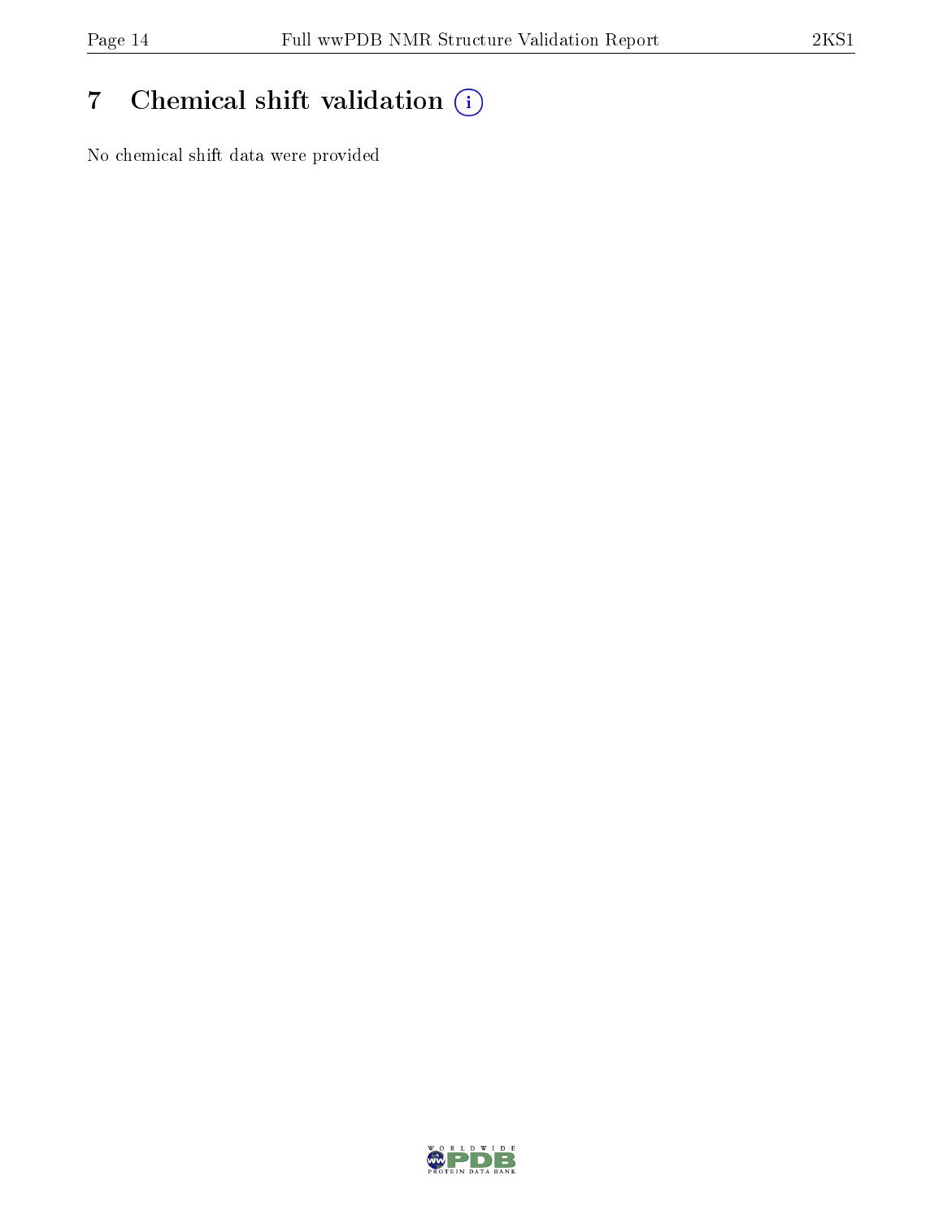# 7 Chemical shift validation

No chemical shift data were provided